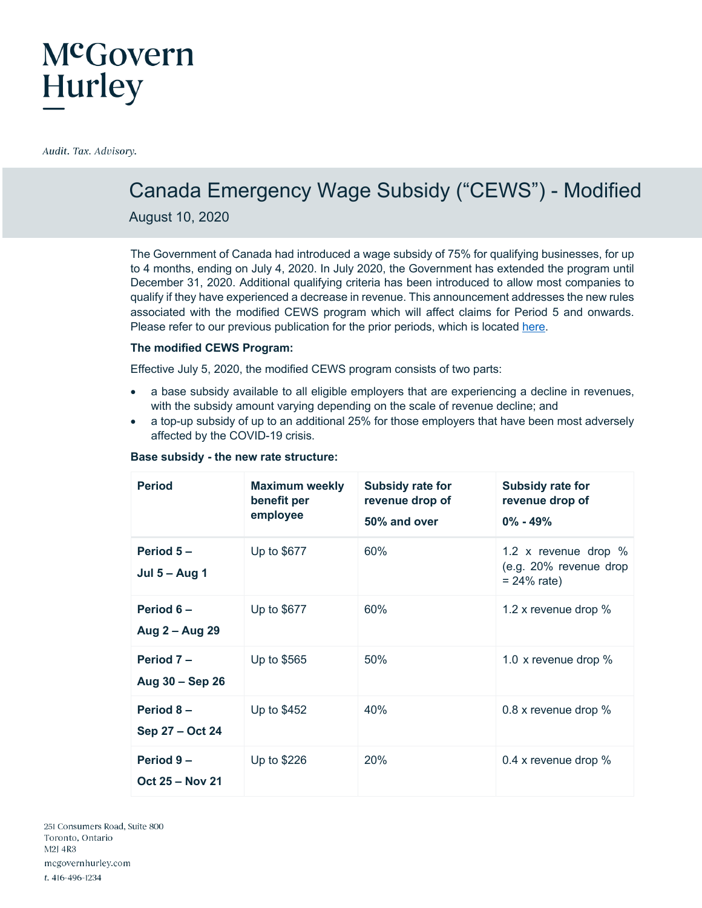McGovern Hurley

*Audit. Tax. Advisory.*

# Canada Emergency Wage Subsidy (“CEWS”) - Modified

August 10, 2020

The Government of Canada had introduced a wage subsidy of 75% for qualifying businesses, for up to 4 months, ending on July 4, 2020. In July 2020, the Government has extended the program until December 31, 2020. Additional qualifying criteria has been introduced to allow most companies to qualify if they have experienced a decrease in revenue. This announcement addresses the new rules associated with the modified CEWS program which will affect claims for Period 5 and onwards. Please refer to our previous publication for the prior periods, which is located here.

**The modified CEWS Program:**

Effective July 5, 2020, the modified CEWS program consists of two parts:

- a base subsidy available to all eligible employers that are experiencing a decline in revenues, with the subsidy amount varying depending on the scale of revenue decline; and
- a top-up subsidy of up to an additional 25% for those employers that have been most adversely affected by the COVID-19 crisis.

**Base subsidy - the new rate structure:**

| Period | Maximum weekly benefit per employee | Subsidy rate for revenue drop of 50% and over | Subsidy rate for revenue drop of 0% - 49% |
|---|---|---|---|
| **Period 5 – Jul 5 – Aug 1** | Up to $677 | 60% | 1.2 x revenue drop % (e.g. 20% revenue drop = 24% rate) |
| **Period 6 – Aug 2 – Aug 29** | Up to $677 | 60% | 1.2 x revenue drop % |
| **Period 7 – Aug 30 – Sep 26** | Up to $565 | 50% | 1.0 x revenue drop % |
| **Period 8 – Sep 27 – Oct 24** | Up to $452 | 40% | 0.8 x revenue drop % |
| **Period 9 – Oct 25 – Nov 21** | Up to $226 | 20% | 0.4 x revenue drop % |

251 Consumers Road, Suite 800
Toronto, Ontario
M2J 4R3
mcgovernhurley.com
t. 416-496-1234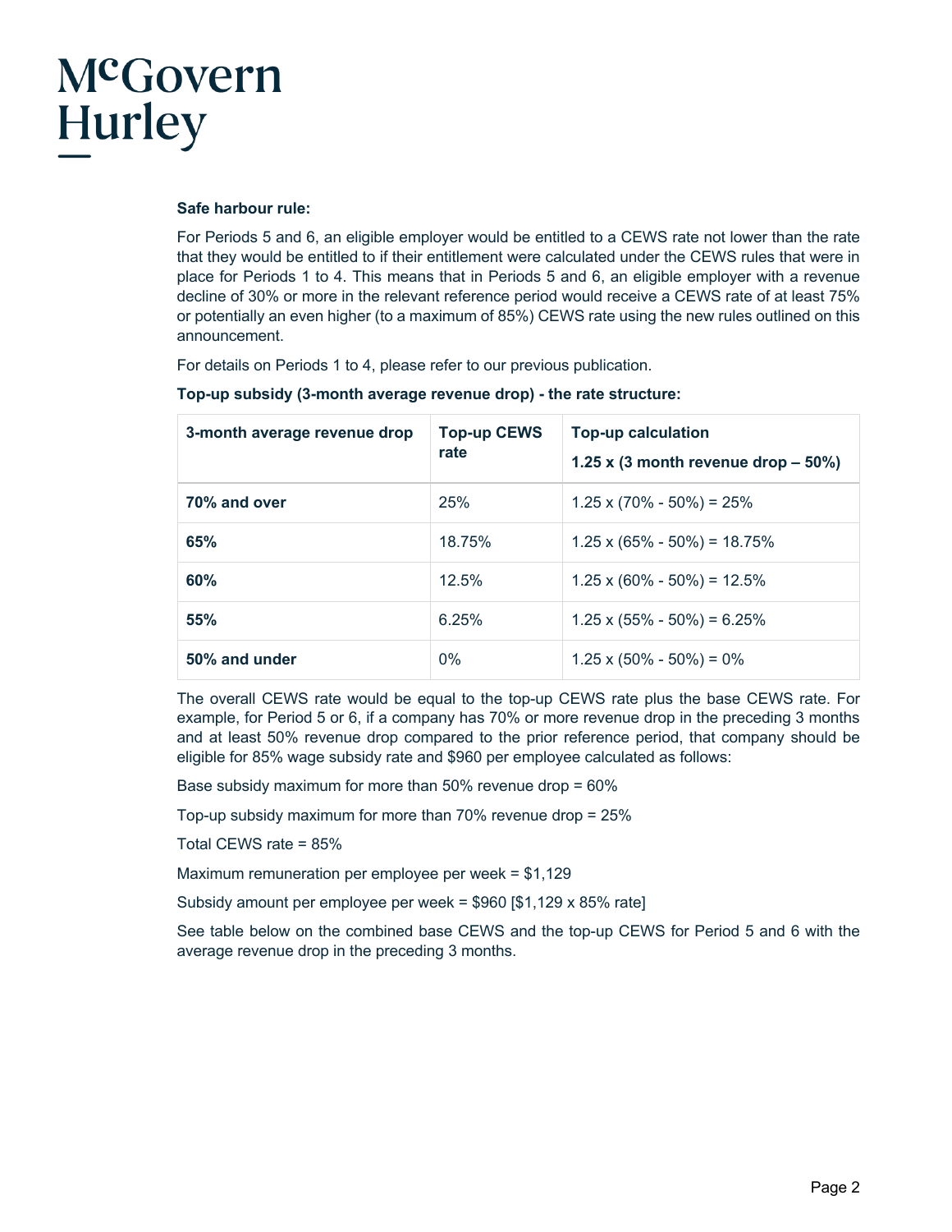**Safe harbour rule:**

For Periods 5 and 6, an eligible employer would be entitled to a CEWS rate not lower than the rate that they would be entitled to if their entitlement were calculated under the CEWS rules that were in place for Periods 1 to 4. This means that in Periods 5 and 6, an eligible employer with a revenue decline of 30% or more in the relevant reference period would receive a CEWS rate of at least 75% or potentially an even higher (to a maximum of 85%) CEWS rate using the new rules outlined on this announcement.

For details on Periods 1 to 4, please refer to our previous publication.

**Top-up subsidy (3-month average revenue drop) - the rate structure:**

| 3-month average revenue drop | Top-up CEWS rate | Top-up calculation<br>**1.25 x (3 month revenue drop – 50%)** |
|---|---|---|
| **70% and over** | 25% | 1.25 x (70% - 50%) = 25% |
| **65%** | 18.75% | 1.25 x (65% - 50%) = 18.75% |
| **60%** | 12.5% | 1.25 x (60% - 50%) = 12.5% |
| **55%** | 6.25% | 1.25 x (55% - 50%) = 6.25% |
| **50% and under** | 0% | 1.25 x (50% - 50%) = 0% |

The overall CEWS rate would be equal to the top-up CEWS rate plus the base CEWS rate. For example, for Period 5 or 6, if a company has 70% or more revenue drop in the preceding 3 months and at least 50% revenue drop compared to the prior reference period, that company should be eligible for 85% wage subsidy rate and $960 per employee calculated as follows:

Base subsidy maximum for more than 50% revenue drop = 60%

Top-up subsidy maximum for more than 70% revenue drop = 25%

Total CEWS rate = 85%

Maximum remuneration per employee per week = $1,129

Subsidy amount per employee per week = $960 [$1,129 x 85% rate]

See table below on the combined base CEWS and the top-up CEWS for Period 5 and 6 with the average revenue drop in the preceding 3 months.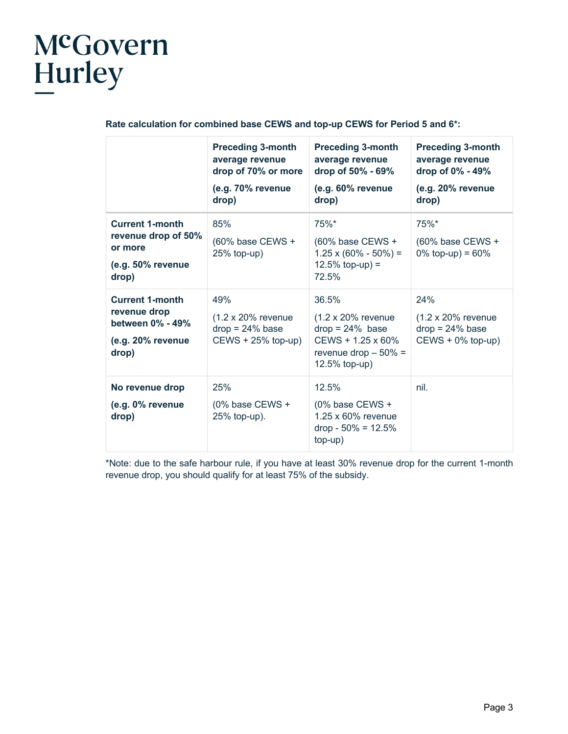**Rate calculation for combined base CEWS and top-up CEWS for Period 5 and 6*:**

| | **Preceding 3-month average revenue drop of 70% or more** **(e.g. 70% revenue drop)** | **Preceding 3-month average revenue drop of 50% - 69%** **(e.g. 60% revenue drop)** | **Preceding 3-month average revenue drop of 0% - 49%** **(e.g. 20% revenue drop)** |
|---|---|---|---|
| **Current 1-month revenue drop of 50% or more** **(e.g. 50% revenue drop)** | 85% (60% base CEWS + 25% top-up) | 75%* (60% base CEWS + 1.25 x (60% - 50%) = 12.5% top-up) = 72.5% | 75%* (60% base CEWS + 0% top-up) = 60% |
| **Current 1-month revenue drop between 0% - 49%** **(e.g. 20% revenue drop)** | 49% (1.2 x 20% revenue drop = 24% base CEWS + 25% top-up) | 36.5% (1.2 x 20% revenue drop = 24% base CEWS + 1.25 x 60% revenue drop – 50% = 12.5% top-up) | 24% (1.2 x 20% revenue drop = 24% base CEWS + 0% top-up) |
| **No revenue drop** **(e.g. 0% revenue drop)** | 25% (0% base CEWS + 25% top-up). | 12.5% (0% base CEWS + 1.25 x 60% revenue drop - 50% = 12.5% top-up) | nil. |

*Note: due to the safe harbour rule, if you have at least 30% revenue drop for the current 1-month revenue drop, you should qualify for at least 75% of the subsidy.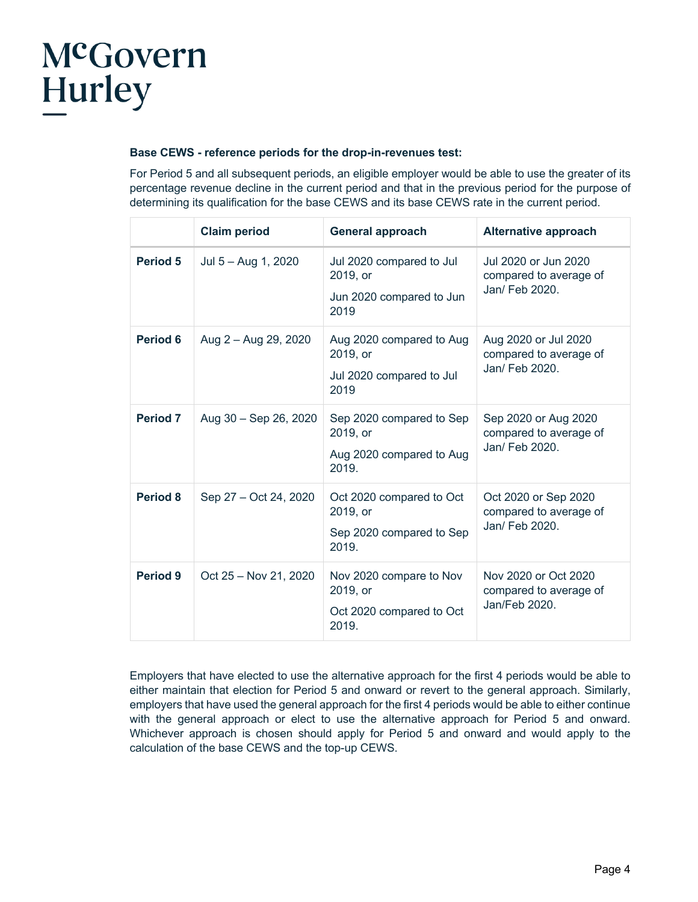**Base CEWS - reference periods for the drop-in-revenues test:**

For Period 5 and all subsequent periods, an eligible employer would be able to use the greater of its percentage revenue decline in the current period and that in the previous period for the purpose of determining its qualification for the base CEWS and its base CEWS rate in the current period.

| | Claim period | General approach | Alternative approach |
|---|---|---|---|
| **Period 5** | Jul 5 – Aug 1, 2020 | Jul 2020 compared to Jul 2019, or<br>Jun 2020 compared to Jun 2019 | Jul 2020 or Jun 2020 compared to average of Jan/ Feb 2020. |
| **Period 6** | Aug 2 – Aug 29, 2020 | Aug 2020 compared to Aug 2019, or<br>Jul 2020 compared to Jul 2019 | Aug 2020 or Jul 2020 compared to average of Jan/ Feb 2020. |
| **Period 7** | Aug 30 – Sep 26, 2020 | Sep 2020 compared to Sep 2019, or<br>Aug 2020 compared to Aug 2019. | Sep 2020 or Aug 2020 compared to average of Jan/ Feb 2020. |
| **Period 8** | Sep 27 – Oct 24, 2020 | Oct 2020 compared to Oct 2019, or<br>Sep 2020 compared to Sep 2019. | Oct 2020 or Sep 2020 compared to average of Jan/ Feb 2020. |
| **Period 9** | Oct 25 – Nov 21, 2020 | Nov 2020 compare to Nov 2019, or<br>Oct 2020 compared to Oct 2019. | Nov 2020 or Oct 2020 compared to average of Jan/Feb 2020. |

Employers that have elected to use the alternative approach for the first 4 periods would be able to either maintain that election for Period 5 and onward or revert to the general approach. Similarly, employers that have used the general approach for the first 4 periods would be able to either continue with the general approach or elect to use the alternative approach for Period 5 and onward. Whichever approach is chosen should apply for Period 5 and onward and would apply to the calculation of the base CEWS and the top-up CEWS.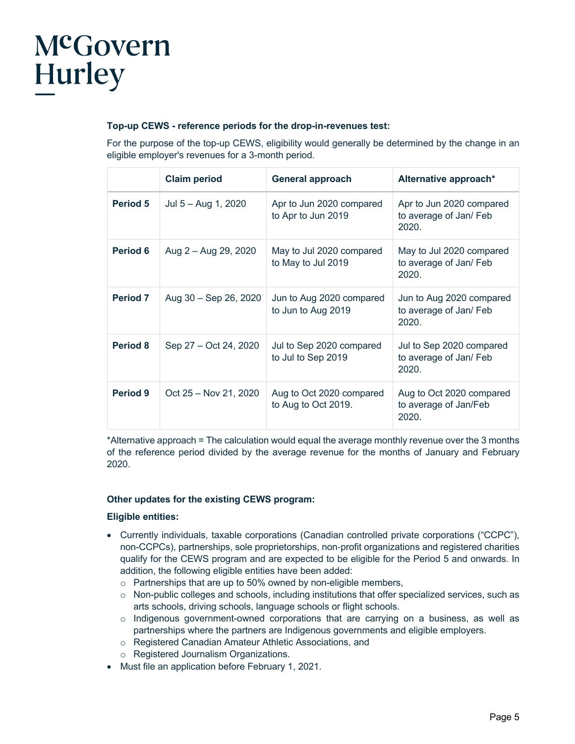**Top-up CEWS - reference periods for the drop-in-revenues test:**

For the purpose of the top-up CEWS, eligibility would generally be determined by the change in an eligible employer's revenues for a 3-month period.

| | Claim period | General approach | Alternative approach* |
|---|---|---|---|
| **Period 5** | Jul 5 – Aug 1, 2020 | Apr to Jun 2020 compared to Apr to Jun 2019 | Apr to Jun 2020 compared to average of Jan/ Feb 2020. |
| **Period 6** | Aug 2 – Aug 29, 2020 | May to Jul 2020 compared to May to Jul 2019 | May to Jul 2020 compared to average of Jan/ Feb 2020. |
| **Period 7** | Aug 30 – Sep 26, 2020 | Jun to Aug 2020 compared to Jun to Aug 2019 | Jun to Aug 2020 compared to average of Jan/ Feb 2020. |
| **Period 8** | Sep 27 – Oct 24, 2020 | Jul to Sep 2020 compared to Jul to Sep 2019 | Jul to Sep 2020 compared to average of Jan/ Feb 2020. |
| **Period 9** | Oct 25 – Nov 21, 2020 | Aug to Oct 2020 compared to Aug to Oct 2019. | Aug to Oct 2020 compared to average of Jan/Feb 2020. |

*Alternative approach = The calculation would equal the average monthly revenue over the 3 months of the reference period divided by the average revenue for the months of January and February 2020.

**Other updates for the existing CEWS program:**

**Eligible entities:**

- Currently individuals, taxable corporations (Canadian controlled private corporations ("CCPC"), non-CCPCs), partnerships, sole proprietorships, non-profit organizations and registered charities qualify for the CEWS program and are expected to be eligible for the Period 5 and onwards. In addition, the following eligible entities have been added:
  - Partnerships that are up to 50% owned by non-eligible members,
  - Non-public colleges and schools, including institutions that offer specialized services, such as arts schools, driving schools, language schools or flight schools.
  - Indigenous government-owned corporations that are carrying on a business, as well as partnerships where the partners are Indigenous governments and eligible employers.
  - Registered Canadian Amateur Athletic Associations, and
  - Registered Journalism Organizations.
- Must file an application before February 1, 2021.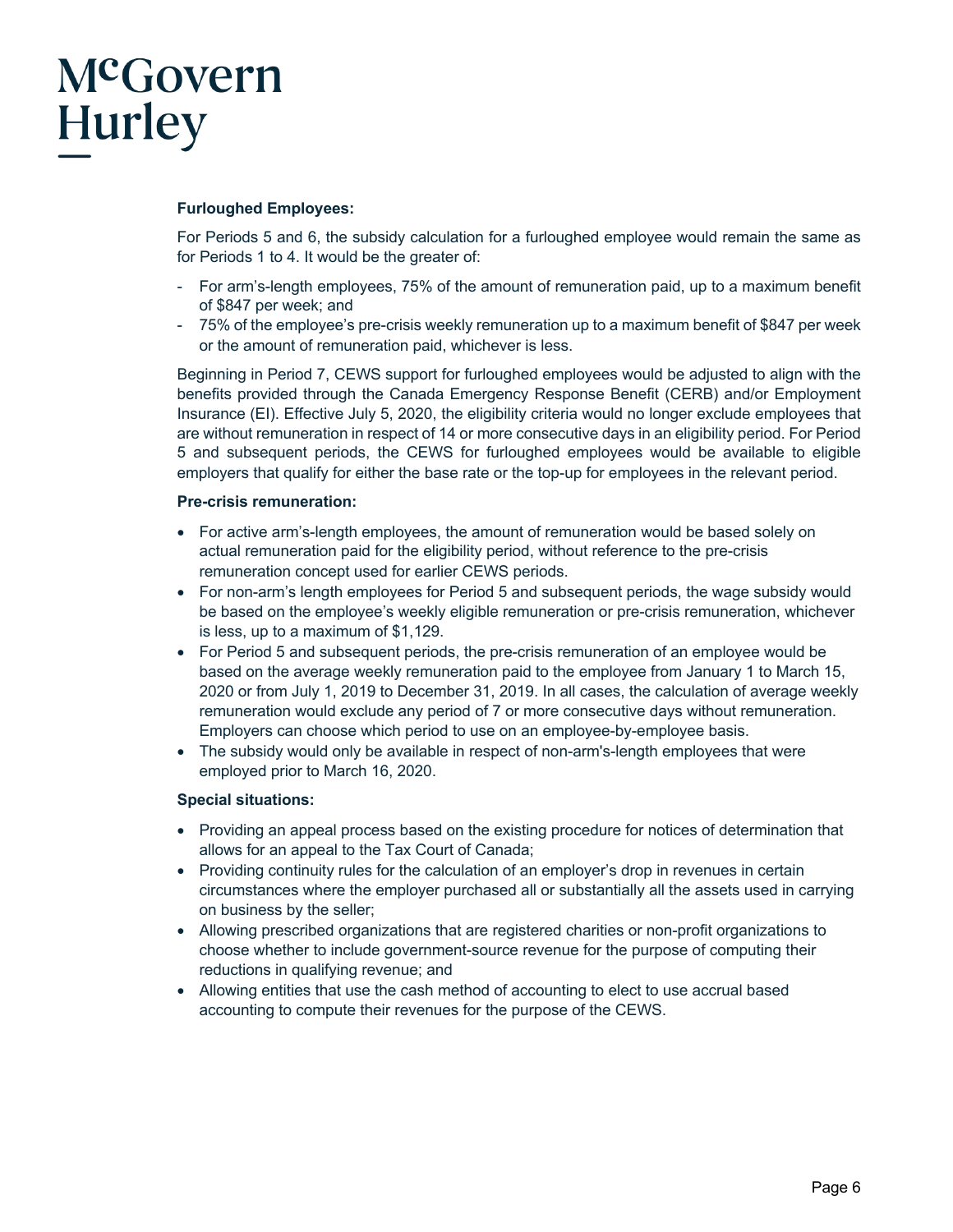**Furloughed Employees:**

For Periods 5 and 6, the subsidy calculation for a furloughed employee would remain the same as for Periods 1 to 4. It would be the greater of:

- For arm's-length employees, 75% of the amount of remuneration paid, up to a maximum benefit of $847 per week; and
- 75% of the employee's pre-crisis weekly remuneration up to a maximum benefit of $847 per week or the amount of remuneration paid, whichever is less.

Beginning in Period 7, CEWS support for furloughed employees would be adjusted to align with the benefits provided through the Canada Emergency Response Benefit (CERB) and/or Employment Insurance (EI). Effective July 5, 2020, the eligibility criteria would no longer exclude employees that are without remuneration in respect of 14 or more consecutive days in an eligibility period. For Period 5 and subsequent periods, the CEWS for furloughed employees would be available to eligible employers that qualify for either the base rate or the top-up for employees in the relevant period.

**Pre-crisis remuneration:**

- For active arm's-length employees, the amount of remuneration would be based solely on actual remuneration paid for the eligibility period, without reference to the pre-crisis remuneration concept used for earlier CEWS periods.
- For non-arm's length employees for Period 5 and subsequent periods, the wage subsidy would be based on the employee's weekly eligible remuneration or pre-crisis remuneration, whichever is less, up to a maximum of $1,129.
- For Period 5 and subsequent periods, the pre-crisis remuneration of an employee would be based on the average weekly remuneration paid to the employee from January 1 to March 15, 2020 or from July 1, 2019 to December 31, 2019. In all cases, the calculation of average weekly remuneration would exclude any period of 7 or more consecutive days without remuneration. Employers can choose which period to use on an employee-by-employee basis.
- The subsidy would only be available in respect of non-arm's-length employees that were employed prior to March 16, 2020.

**Special situations:**

- Providing an appeal process based on the existing procedure for notices of determination that allows for an appeal to the Tax Court of Canada;
- Providing continuity rules for the calculation of an employer's drop in revenues in certain circumstances where the employer purchased all or substantially all the assets used in carrying on business by the seller;
- Allowing prescribed organizations that are registered charities or non-profit organizations to choose whether to include government-source revenue for the purpose of computing their reductions in qualifying revenue; and
- Allowing entities that use the cash method of accounting to elect to use accrual based accounting to compute their revenues for the purpose of the CEWS.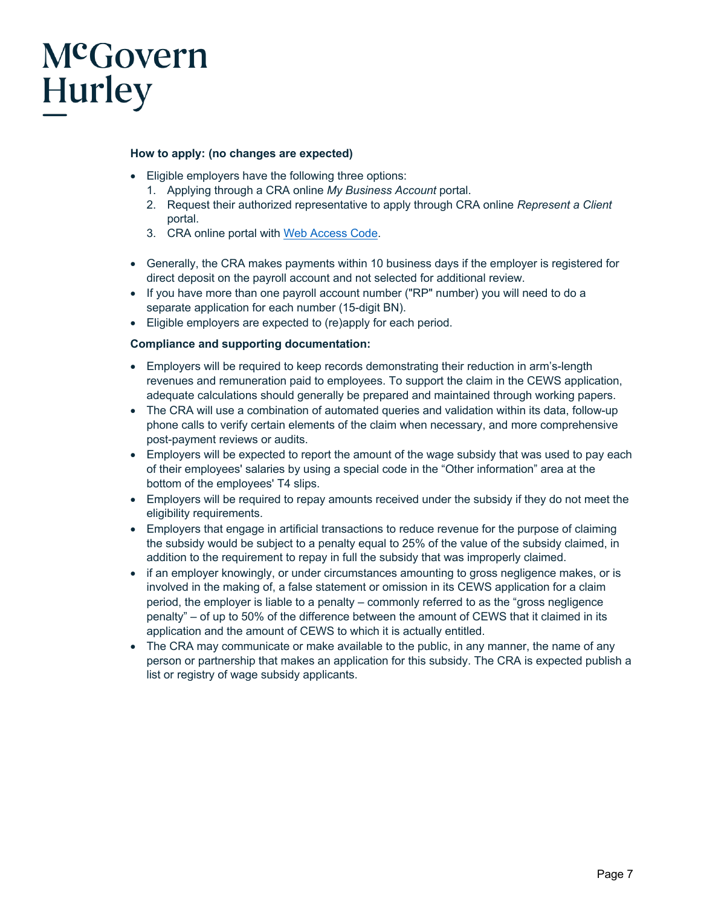**How to apply: (no changes are expected)**

- Eligible employers have the following three options:
  1. Applying through a CRA online *My Business Account* portal.
  2. Request their authorized representative to apply through CRA online *Represent a Client* portal.
  3. CRA online portal with [Web Access Code](Web Access Code).

- Generally, the CRA makes payments within 10 business days if the employer is registered for direct deposit on the payroll account and not selected for additional review.
- If you have more than one payroll account number ("RP" number) you will need to do a separate application for each number (15-digit BN).
- Eligible employers are expected to (re)apply for each period.

**Compliance and supporting documentation:**

- Employers will be required to keep records demonstrating their reduction in arm's-length revenues and remuneration paid to employees. To support the claim in the CEWS application, adequate calculations should generally be prepared and maintained through working papers.
- The CRA will use a combination of automated queries and validation within its data, follow-up phone calls to verify certain elements of the claim when necessary, and more comprehensive post-payment reviews or audits.
- Employers will be expected to report the amount of the wage subsidy that was used to pay each of their employees' salaries by using a special code in the "Other information" area at the bottom of the employees' T4 slips.
- Employers will be required to repay amounts received under the subsidy if they do not meet the eligibility requirements.
- Employers that engage in artificial transactions to reduce revenue for the purpose of claiming the subsidy would be subject to a penalty equal to 25% of the value of the subsidy claimed, in addition to the requirement to repay in full the subsidy that was improperly claimed.
- if an employer knowingly, or under circumstances amounting to gross negligence makes, or is involved in the making of, a false statement or omission in its CEWS application for a claim period, the employer is liable to a penalty – commonly referred to as the "gross negligence penalty" – of up to 50% of the difference between the amount of CEWS that it claimed in its application and the amount of CEWS to which it is actually entitled.
- The CRA may communicate or make available to the public, in any manner, the name of any person or partnership that makes an application for this subsidy. The CRA is expected publish a list or registry of wage subsidy applicants.